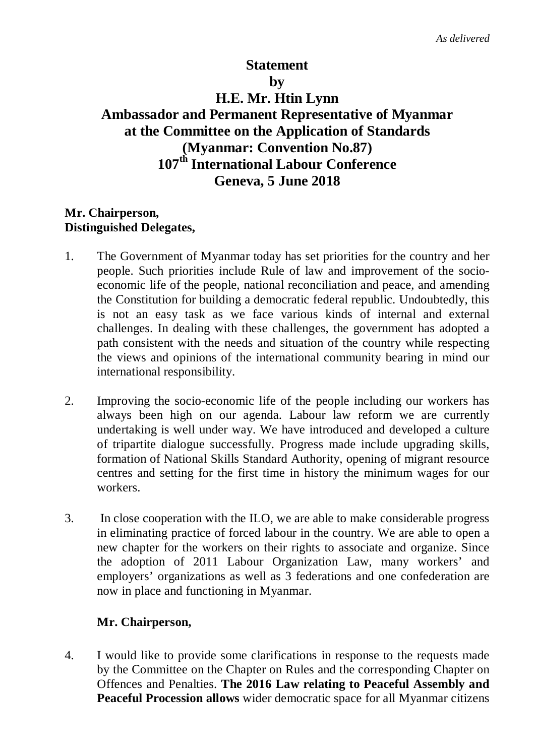*As delivered*

# Statement
# by
# H.E. Mr. Htin Lynn
# Ambassador and Permanent Representative of Myanmar at the Committee on the Application of Standards (Myanmar: Convention No.87) 107th International Labour Conference Geneva, 5 June 2018

**Mr. Chairperson,**
**Distinguished Delegates,**

1. The Government of Myanmar today has set priorities for the country and her people. Such priorities include Rule of law and improvement of the socio-economic life of the people, national reconciliation and peace, and amending the Constitution for building a democratic federal republic. Undoubtedly, this is not an easy task as we face various kinds of internal and external challenges. In dealing with these challenges, the government has adopted a path consistent with the needs and situation of the country while respecting the views and opinions of the international community bearing in mind our international responsibility.

2. Improving the socio-economic life of the people including our workers has always been high on our agenda. Labour law reform we are currently undertaking is well under way. We have introduced and developed a culture of tripartite dialogue successfully. Progress made include upgrading skills, formation of National Skills Standard Authority, opening of migrant resource centres and setting for the first time in history the minimum wages for our workers.

3. In close cooperation with the ILO, we are able to make considerable progress in eliminating practice of forced labour in the country. We are able to open a new chapter for the workers on their rights to associate and organize. Since the adoption of 2011 Labour Organization Law, many workers' and employers' organizations as well as 3 federations and one confederation are now in place and functioning in Myanmar.

**Mr. Chairperson,**

4. I would like to provide some clarifications in response to the requests made by the Committee on the Chapter on Rules and the corresponding Chapter on Offences and Penalties. **The 2016 Law relating to Peaceful Assembly and Peaceful Procession allows** wider democratic space for all Myanmar citizens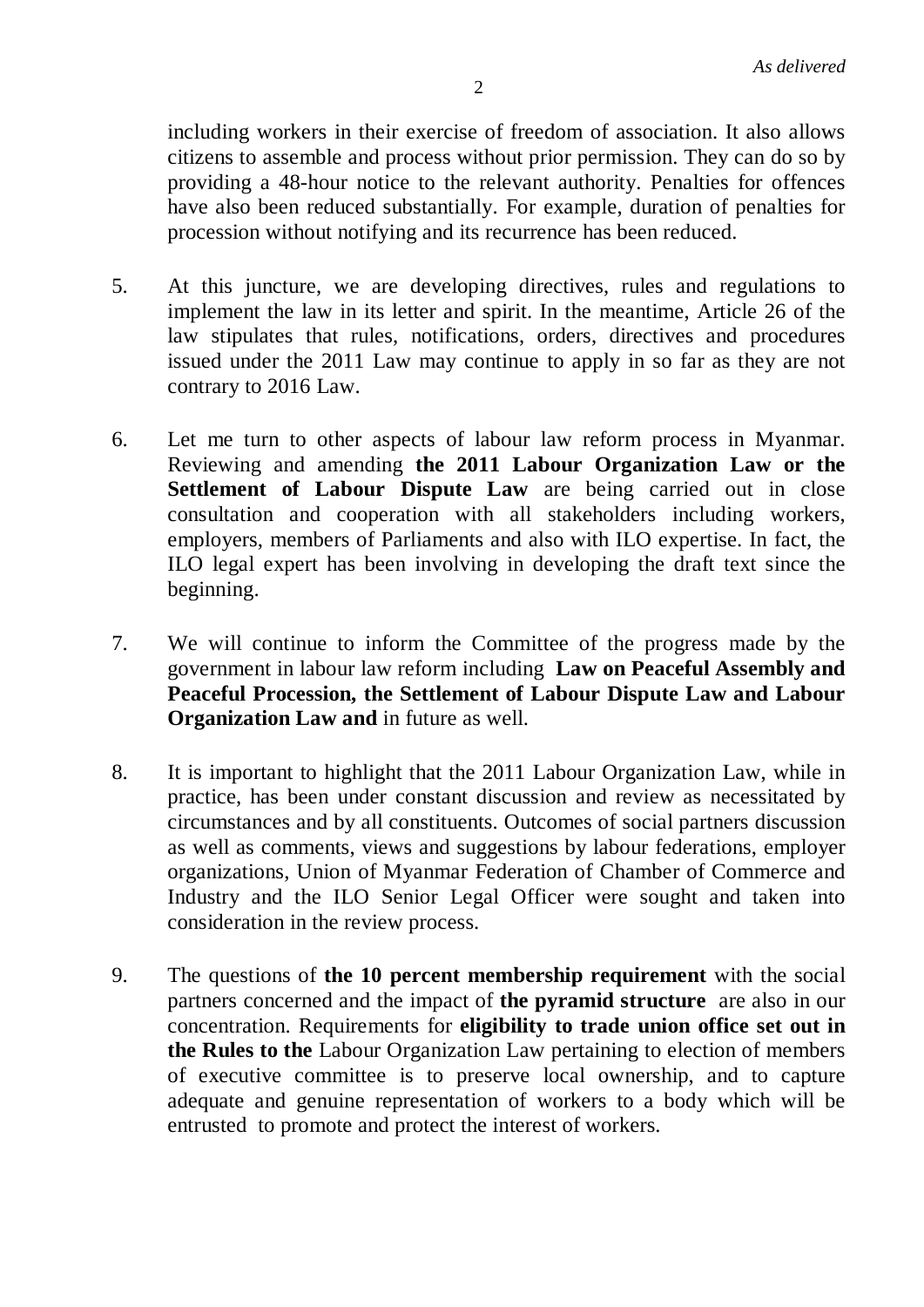including workers in their exercise of freedom of association. It also allows citizens to assemble and process without prior permission. They can do so by providing a 48-hour notice to the relevant authority. Penalties for offences have also been reduced substantially. For example, duration of penalties for procession without notifying and its recurrence has been reduced.

5. At this juncture, we are developing directives, rules and regulations to implement the law in its letter and spirit. In the meantime, Article 26 of the law stipulates that rules, notifications, orders, directives and procedures issued under the 2011 Law may continue to apply in so far as they are not contrary to 2016 Law.

6. Let me turn to other aspects of labour law reform process in Myanmar. Reviewing and amending **the 2011 Labour Organization Law or the Settlement of Labour Dispute Law** are being carried out in close consultation and cooperation with all stakeholders including workers, employers, members of Parliaments and also with ILO expertise. In fact, the ILO legal expert has been involving in developing the draft text since the beginning.

7. We will continue to inform the Committee of the progress made by the government in labour law reform including **Law on Peaceful Assembly and Peaceful Procession, the Settlement of Labour Dispute Law and Labour Organization Law and** in future as well.

8. It is important to highlight that the 2011 Labour Organization Law, while in practice, has been under constant discussion and review as necessitated by circumstances and by all constituents. Outcomes of social partners discussion as well as comments, views and suggestions by labour federations, employer organizations, Union of Myanmar Federation of Chamber of Commerce and Industry and the ILO Senior Legal Officer were sought and taken into consideration in the review process.

9. The questions of **the 10 percent membership requirement** with the social partners concerned and the impact of **the pyramid structure** are also in our concentration. Requirements for **eligibility to trade union office set out in the Rules to the** Labour Organization Law pertaining to election of members of executive committee is to preserve local ownership, and to capture adequate and genuine representation of workers to a body which will be entrusted to promote and protect the interest of workers.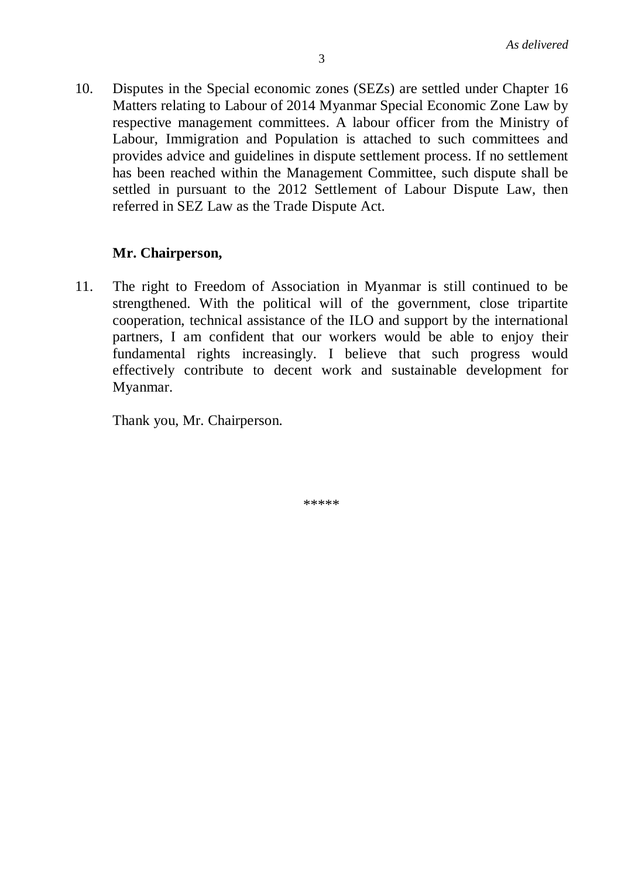10. Disputes in the Special economic zones (SEZs) are settled under Chapter 16 Matters relating to Labour of 2014 Myanmar Special Economic Zone Law by respective management committees. A labour officer from the Ministry of Labour, Immigration and Population is attached to such committees and provides advice and guidelines in dispute settlement process. If no settlement has been reached within the Management Committee, such dispute shall be settled in pursuant to the 2012 Settlement of Labour Dispute Law, then referred in SEZ Law as the Trade Dispute Act.

**Mr. Chairperson,**

11. The right to Freedom of Association in Myanmar is still continued to be strengthened. With the political will of the government, close tripartite cooperation, technical assistance of the ILO and support by the international partners, I am confident that our workers would be able to enjoy their fundamental rights increasingly. I believe that such progress would effectively contribute to decent work and sustainable development for Myanmar.

Thank you, Mr. Chairperson.

*****